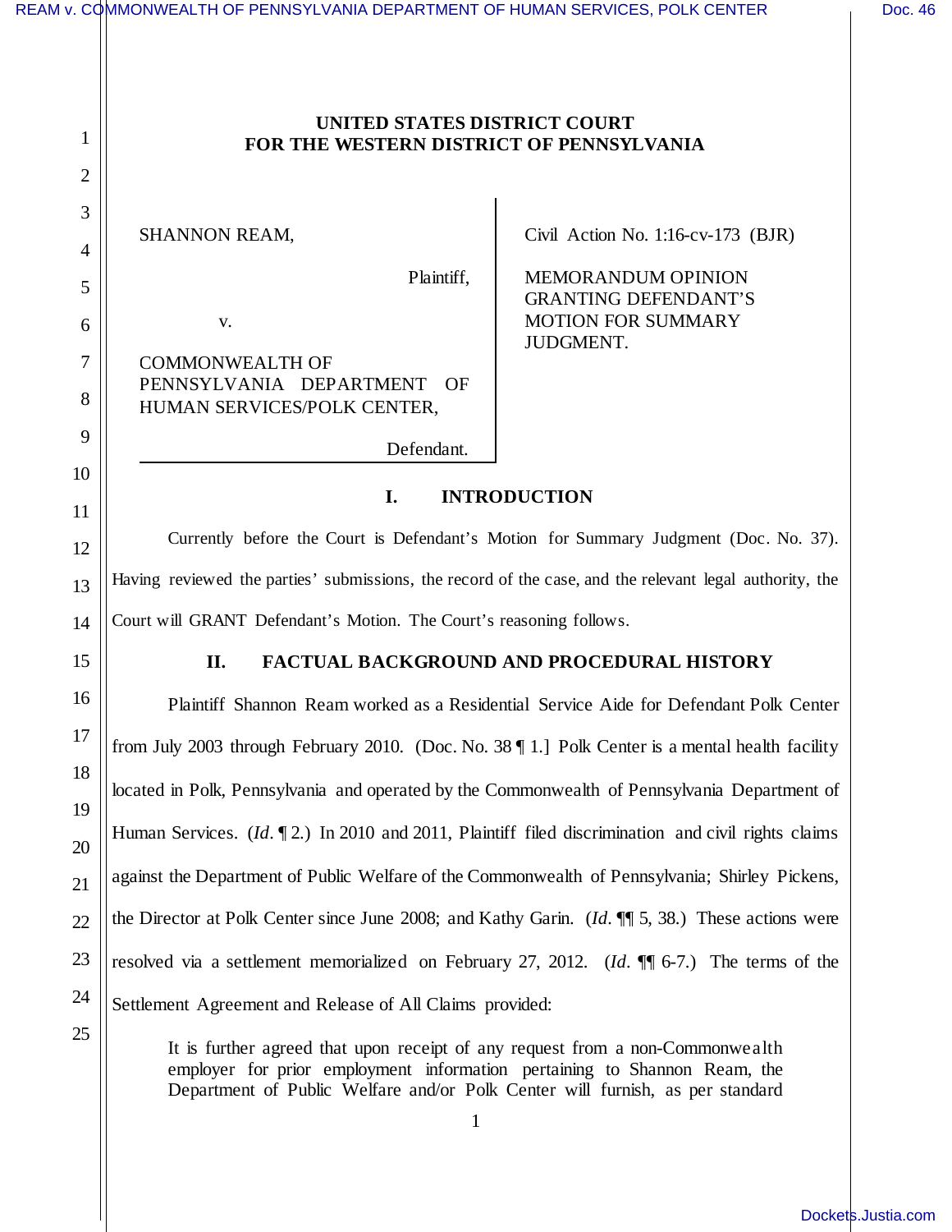**UNITED STATES DISTRICT COURT**
**FOR THE WESTERN DISTRICT OF PENNSYLVANIA**

| | |
|---|---|
| SHANNON REAM,<br><br>Plaintiff,<br><br>v.<br><br>COMMONWEALTH OF PENNSYLVANIA DEPARTMENT OF HUMAN SERVICES/POLK CENTER,<br><br>Defendant. | Civil Action No. 1:16-cv-173 (BJR)<br><br>MEMORANDUM OPINION GRANTING DEFENDANT'S MOTION FOR SUMMARY JUDGMENT. |

## I. INTRODUCTION

Currently before the Court is Defendant's Motion for Summary Judgment (Doc. No. 37). Having reviewed the parties' submissions, the record of the case, and the relevant legal authority, the Court will GRANT Defendant's Motion. The Court's reasoning follows.

## II. FACTUAL BACKGROUND AND PROCEDURAL HISTORY

Plaintiff Shannon Ream worked as a Residential Service Aide for Defendant Polk Center from July 2003 through February 2010. (Doc. No. 38 ¶ 1.] Polk Center is a mental health facility located in Polk, Pennsylvania and operated by the Commonwealth of Pennsylvania Department of Human Services. (*Id*. ¶ 2.) In 2010 and 2011, Plaintiff filed discrimination and civil rights claims against the Department of Public Welfare of the Commonwealth of Pennsylvania; Shirley Pickens, the Director at Polk Center since June 2008; and Kathy Garin. (*Id*. ¶¶ 5, 38.) These actions were resolved via a settlement memorialized on February 27, 2012. (*Id*. ¶¶ 6-7.) The terms of the Settlement Agreement and Release of All Claims provided:

> It is further agreed that upon receipt of any request from a non-Commonwealth employer for prior employment information pertaining to Shannon Ream, the Department of Public Welfare and/or Polk Center will furnish, as per standard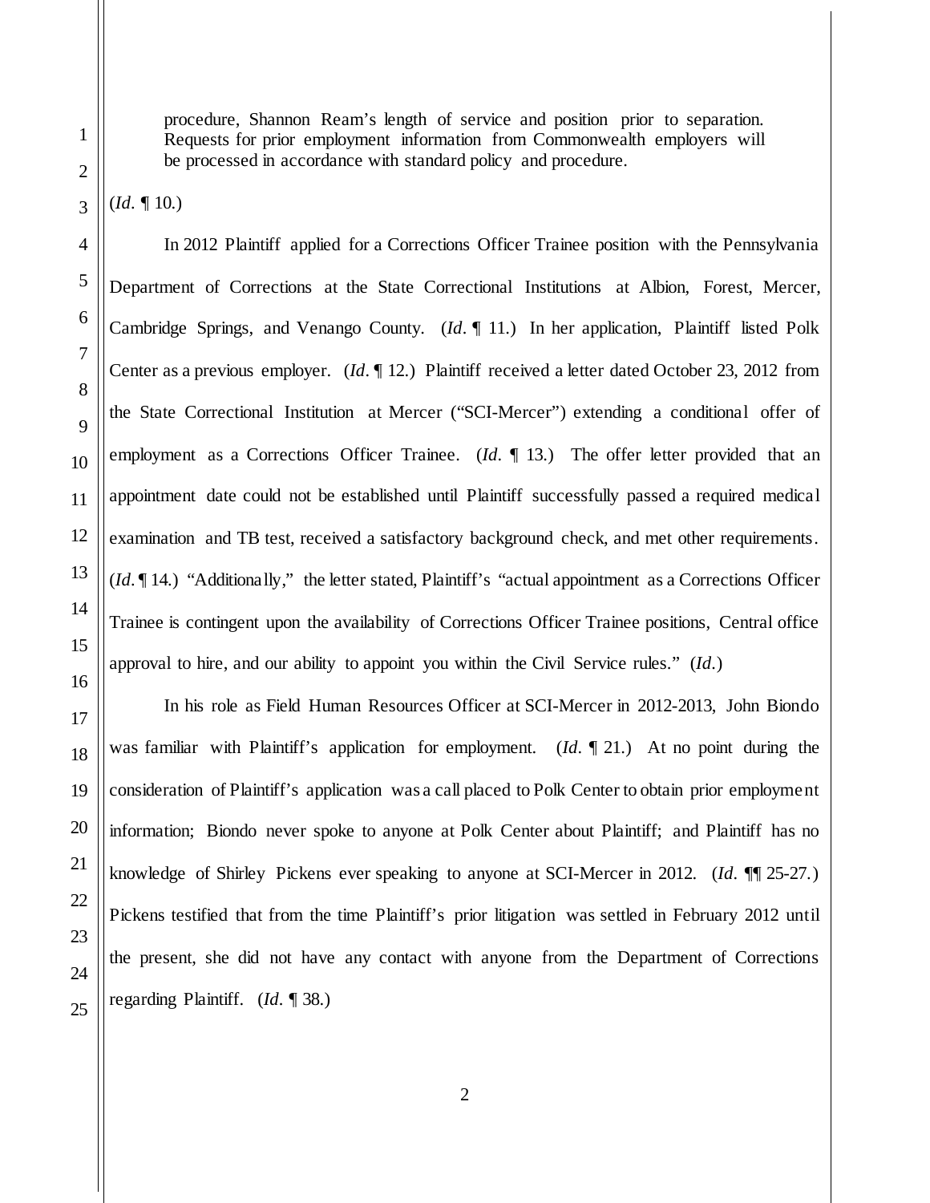> procedure, Shannon Ream's length of service and position prior to separation. Requests for prior employment information from Commonwealth employers will be processed in accordance with standard policy and procedure.

(*Id*. ¶ 10.)

In 2012 Plaintiff applied for a Corrections Officer Trainee position with the Pennsylvania Department of Corrections at the State Correctional Institutions at Albion, Forest, Mercer, Cambridge Springs, and Venango County. (*Id*. ¶ 11.) In her application, Plaintiff listed Polk Center as a previous employer. (*Id*. ¶ 12.) Plaintiff received a letter dated October 23, 2012 from the State Correctional Institution at Mercer ("SCI-Mercer") extending a conditional offer of employment as a Corrections Officer Trainee. (*Id*. ¶ 13.) The offer letter provided that an appointment date could not be established until Plaintiff successfully passed a required medical examination and TB test, received a satisfactory background check, and met other requirements. (*Id*. ¶ 14.) "Additionally," the letter stated, Plaintiff's "actual appointment as a Corrections Officer Trainee is contingent upon the availability of Corrections Officer Trainee positions, Central office approval to hire, and our ability to appoint you within the Civil Service rules." (*Id*.)

In his role as Field Human Resources Officer at SCI-Mercer in 2012-2013, John Biondo was familiar with Plaintiff's application for employment. (*Id*. ¶ 21.) At no point during the consideration of Plaintiff's application was a call placed to Polk Center to obtain prior employment information; Biondo never spoke to anyone at Polk Center about Plaintiff; and Plaintiff has no knowledge of Shirley Pickens ever speaking to anyone at SCI-Mercer in 2012. (*Id*. ¶¶ 25-27.) Pickens testified that from the time Plaintiff's prior litigation was settled in February 2012 until the present, she did not have any contact with anyone from the Department of Corrections regarding Plaintiff. (*Id*. ¶ 38.)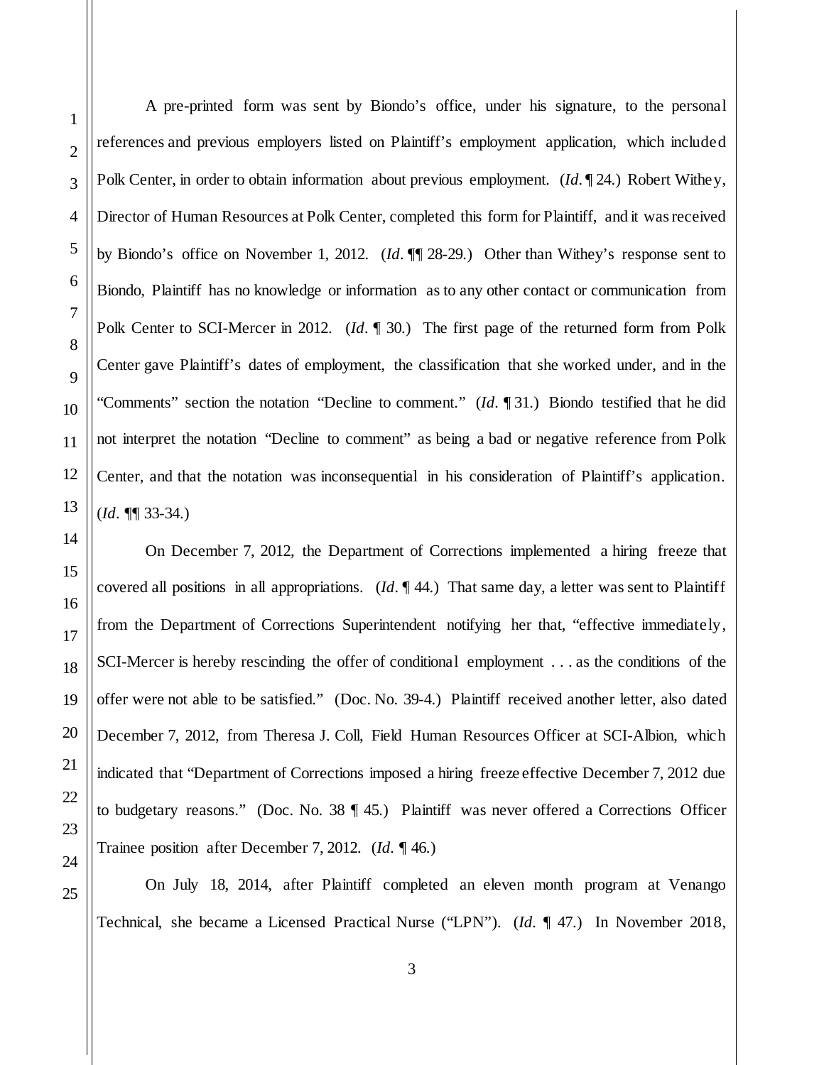A pre-printed form was sent by Biondo's office, under his signature, to the personal references and previous employers listed on Plaintiff's employment application, which included Polk Center, in order to obtain information about previous employment. (*Id.* ¶ 24.) Robert Withey, Director of Human Resources at Polk Center, completed this form for Plaintiff, and it was received by Biondo's office on November 1, 2012. (*Id.* ¶¶ 28-29.) Other than Withey's response sent to Biondo, Plaintiff has no knowledge or information as to any other contact or communication from Polk Center to SCI-Mercer in 2012. (*Id.* ¶ 30.) The first page of the returned form from Polk Center gave Plaintiff's dates of employment, the classification that she worked under, and in the "Comments" section the notation "Decline to comment." (*Id.* ¶ 31.) Biondo testified that he did not interpret the notation "Decline to comment" as being a bad or negative reference from Polk Center, and that the notation was inconsequential in his consideration of Plaintiff's application. (*Id.* ¶¶ 33-34.)

On December 7, 2012, the Department of Corrections implemented a hiring freeze that covered all positions in all appropriations. (*Id.* ¶ 44.) That same day, a letter was sent to Plaintiff from the Department of Corrections Superintendent notifying her that, "effective immediately, SCI-Mercer is hereby rescinding the offer of conditional employment . . . as the conditions of the offer were not able to be satisfied." (Doc. No. 39-4.) Plaintiff received another letter, also dated December 7, 2012, from Theresa J. Coll, Field Human Resources Officer at SCI-Albion, which indicated that "Department of Corrections imposed a hiring freeze effective December 7, 2012 due to budgetary reasons." (Doc. No. 38 ¶ 45.) Plaintiff was never offered a Corrections Officer Trainee position after December 7, 2012. (*Id.* ¶ 46.)

On July 18, 2014, after Plaintiff completed an eleven month program at Venango Technical, she became a Licensed Practical Nurse ("LPN"). (*Id.* ¶ 47.) In November 2018,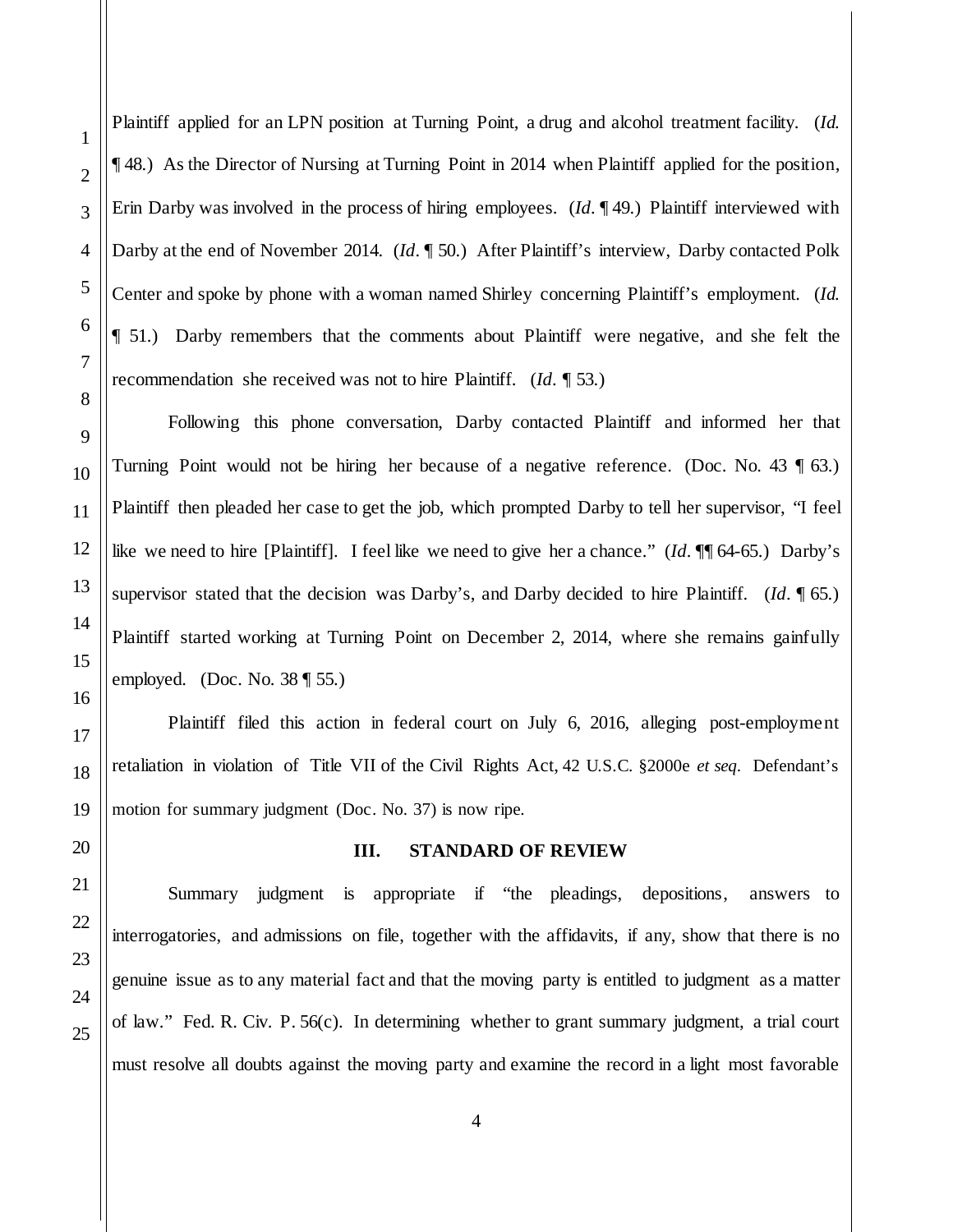Plaintiff applied for an LPN position at Turning Point, a drug and alcohol treatment facility. (*Id.* ¶ 48.) As the Director of Nursing at Turning Point in 2014 when Plaintiff applied for the position, Erin Darby was involved in the process of hiring employees. (*Id.* ¶ 49.) Plaintiff interviewed with Darby at the end of November 2014. (*Id.* ¶ 50.) After Plaintiff's interview, Darby contacted Polk Center and spoke by phone with a woman named Shirley concerning Plaintiff's employment. (*Id.* ¶ 51.) Darby remembers that the comments about Plaintiff were negative, and she felt the recommendation she received was not to hire Plaintiff. (*Id.* ¶ 53.)

Following this phone conversation, Darby contacted Plaintiff and informed her that Turning Point would not be hiring her because of a negative reference. (Doc. No. 43 ¶ 63.) Plaintiff then pleaded her case to get the job, which prompted Darby to tell her supervisor, "I feel like we need to hire [Plaintiff]. I feel like we need to give her a chance." (*Id.* ¶¶ 64-65.) Darby's supervisor stated that the decision was Darby's, and Darby decided to hire Plaintiff. (*Id.* ¶ 65.) Plaintiff started working at Turning Point on December 2, 2014, where she remains gainfully employed. (Doc. No. 38 ¶ 55.)

Plaintiff filed this action in federal court on July 6, 2016, alleging post-employment retaliation in violation of Title VII of the Civil Rights Act, 42 U.S.C. §2000e *et seq*. Defendant's motion for summary judgment (Doc. No. 37) is now ripe.

## III. STANDARD OF REVIEW

Summary judgment is appropriate if "the pleadings, depositions, answers to interrogatories, and admissions on file, together with the affidavits, if any, show that there is no genuine issue as to any material fact and that the moving party is entitled to judgment as a matter of law." Fed. R. Civ. P. 56(c). In determining whether to grant summary judgment, a trial court must resolve all doubts against the moving party and examine the record in a light most favorable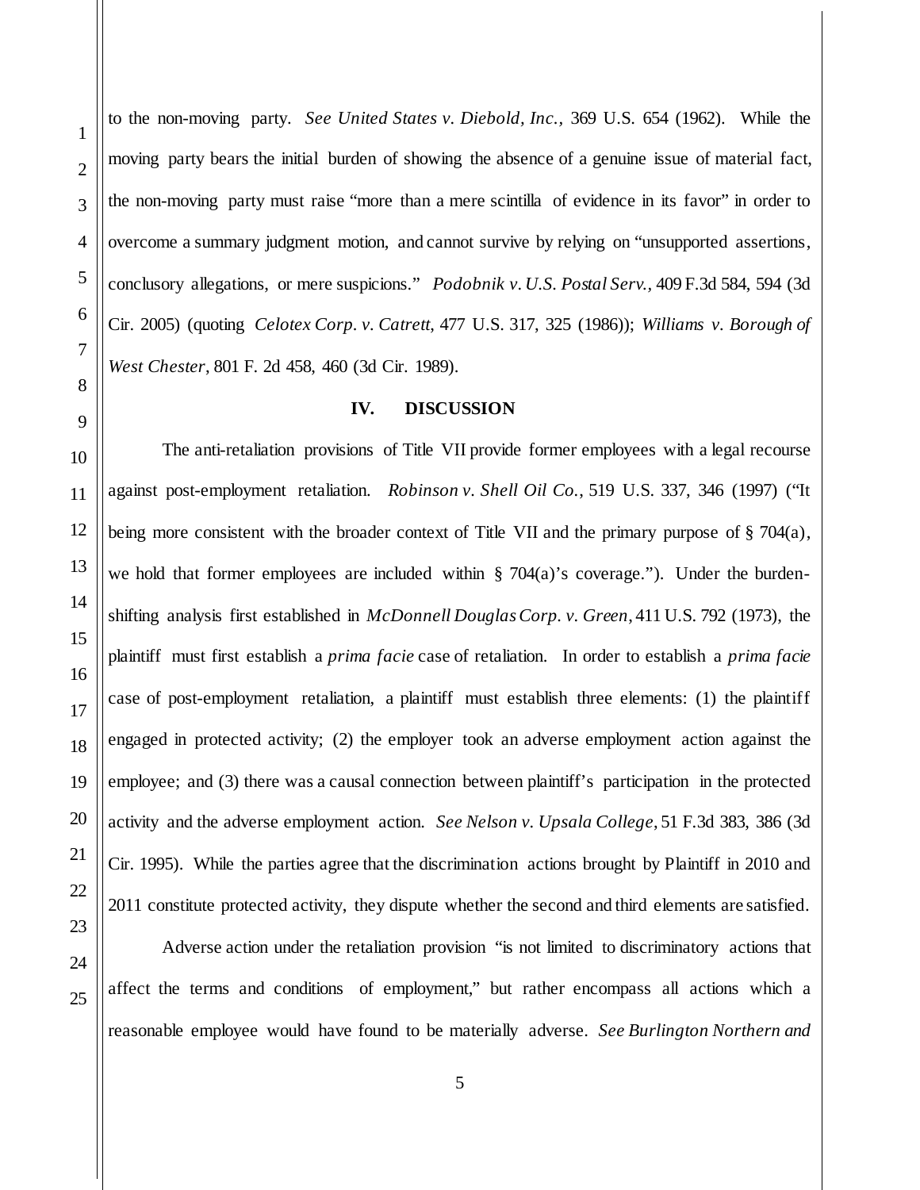to the non-moving party. *See United States v. Diebold, Inc.*, 369 U.S. 654 (1962). While the moving party bears the initial burden of showing the absence of a genuine issue of material fact, the non-moving party must raise "more than a mere scintilla of evidence in its favor" in order to overcome a summary judgment motion, and cannot survive by relying on "unsupported assertions, conclusory allegations, or mere suspicions." *Podobnik v. U.S. Postal Serv.*, 409 F.3d 584, 594 (3d Cir. 2005) (quoting *Celotex Corp. v. Catrett*, 477 U.S. 317, 325 (1986)); *Williams v. Borough of West Chester*, 801 F. 2d 458, 460 (3d Cir. 1989).

## IV. DISCUSSION

The anti-retaliation provisions of Title VII provide former employees with a legal recourse against post-employment retaliation. *Robinson v. Shell Oil Co.*, 519 U.S. 337, 346 (1997) ("It being more consistent with the broader context of Title VII and the primary purpose of § 704(a), we hold that former employees are included within § 704(a)'s coverage."). Under the burden-shifting analysis first established in *McDonnell Douglas Corp. v. Green*, 411 U.S. 792 (1973), the plaintiff must first establish a *prima facie* case of retaliation. In order to establish a *prima facie* case of post-employment retaliation, a plaintiff must establish three elements: (1) the plaintiff engaged in protected activity; (2) the employer took an adverse employment action against the employee; and (3) there was a causal connection between plaintiff's participation in the protected activity and the adverse employment action. *See Nelson v. Upsala College*, 51 F.3d 383, 386 (3d Cir. 1995). While the parties agree that the discrimination actions brought by Plaintiff in 2010 and 2011 constitute protected activity, they dispute whether the second and third elements are satisfied.

Adverse action under the retaliation provision "is not limited to discriminatory actions that affect the terms and conditions of employment," but rather encompass all actions which a reasonable employee would have found to be materially adverse. *See Burlington Northern and*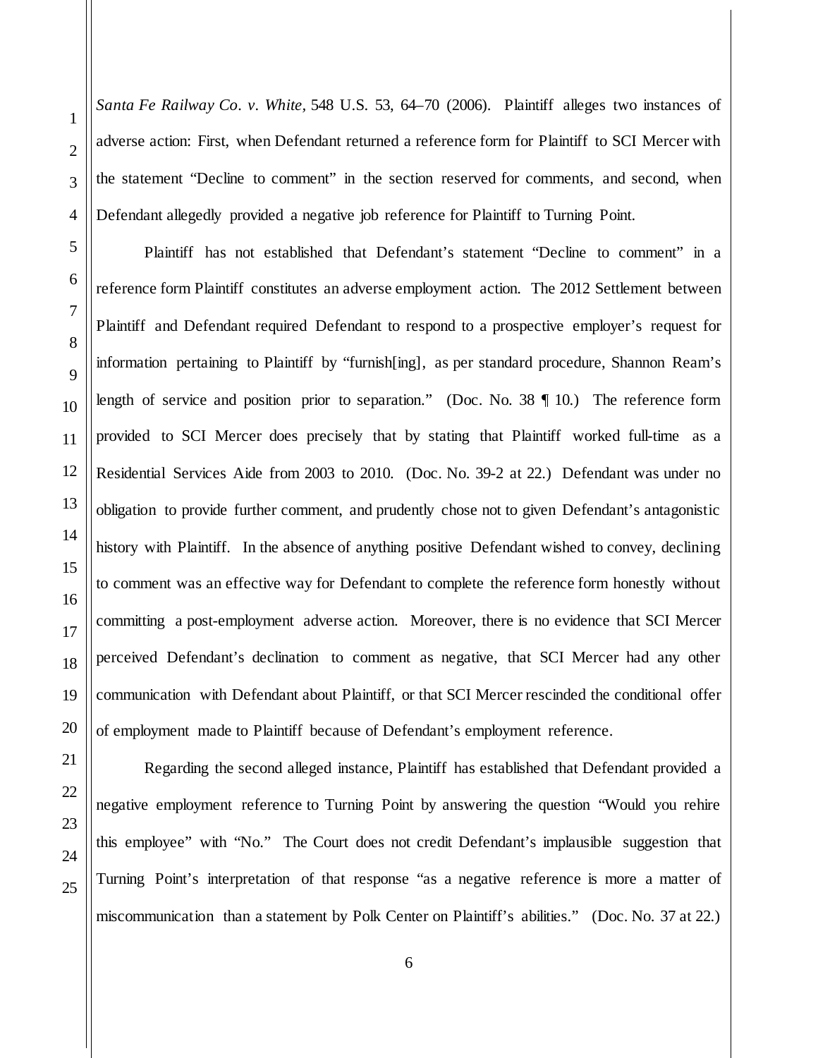*Santa Fe Railway Co. v. White*, 548 U.S. 53, 64–70 (2006). Plaintiff alleges two instances of adverse action: First, when Defendant returned a reference form for Plaintiff to SCI Mercer with the statement "Decline to comment" in the section reserved for comments, and second, when Defendant allegedly provided a negative job reference for Plaintiff to Turning Point.

Plaintiff has not established that Defendant's statement "Decline to comment" in a reference form Plaintiff constitutes an adverse employment action. The 2012 Settlement between Plaintiff and Defendant required Defendant to respond to a prospective employer's request for information pertaining to Plaintiff by "furnish[ing], as per standard procedure, Shannon Ream's length of service and position prior to separation." (Doc. No. 38 ¶ 10.) The reference form provided to SCI Mercer does precisely that by stating that Plaintiff worked full-time as a Residential Services Aide from 2003 to 2010. (Doc. No. 39-2 at 22.) Defendant was under no obligation to provide further comment, and prudently chose not to given Defendant's antagonistic history with Plaintiff. In the absence of anything positive Defendant wished to convey, declining to comment was an effective way for Defendant to complete the reference form honestly without committing a post-employment adverse action. Moreover, there is no evidence that SCI Mercer perceived Defendant's declination to comment as negative, that SCI Mercer had any other communication with Defendant about Plaintiff, or that SCI Mercer rescinded the conditional offer of employment made to Plaintiff because of Defendant's employment reference.

Regarding the second alleged instance, Plaintiff has established that Defendant provided a negative employment reference to Turning Point by answering the question "Would you rehire this employee" with "No." The Court does not credit Defendant's implausible suggestion that Turning Point's interpretation of that response "as a negative reference is more a matter of miscommunication than a statement by Polk Center on Plaintiff's abilities." (Doc. No. 37 at 22.)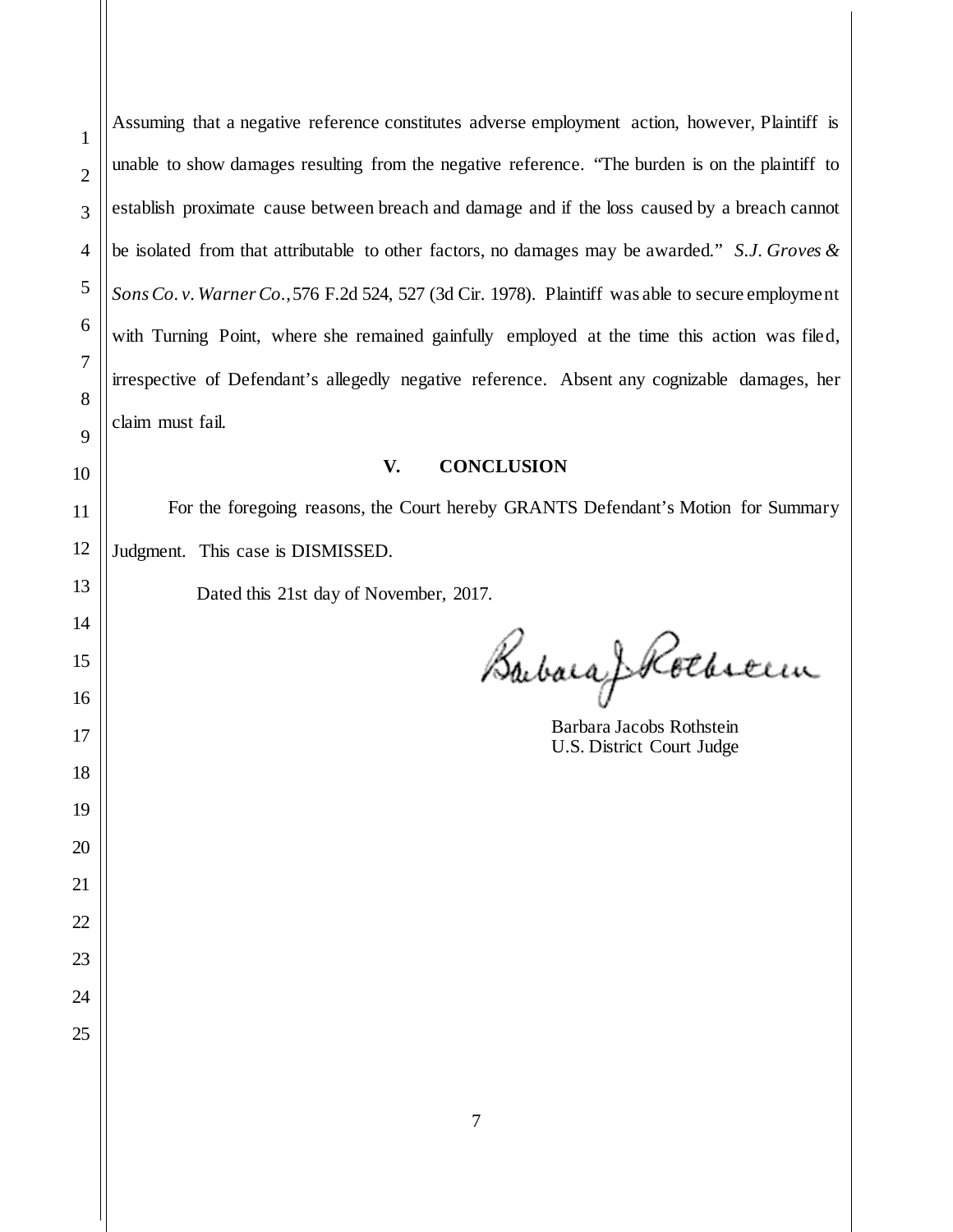Assuming that a negative reference constitutes adverse employment action, however, Plaintiff is unable to show damages resulting from the negative reference. "The burden is on the plaintiff to establish proximate cause between breach and damage and if the loss caused by a breach cannot be isolated from that attributable to other factors, no damages may be awarded." *S.J. Groves & Sons Co. v. Warner Co.*, 576 F.2d 524, 527 (3d Cir. 1978). Plaintiff was able to secure employment with Turning Point, where she remained gainfully employed at the time this action was filed, irrespective of Defendant's allegedly negative reference. Absent any cognizable damages, her claim must fail.

## V. CONCLUSION

For the foregoing reasons, the Court hereby GRANTS Defendant's Motion for Summary Judgment. This case is DISMISSED.

Dated this 21st day of November, 2017.

Barbara Jacobs Rothstein
U.S. District Court Judge